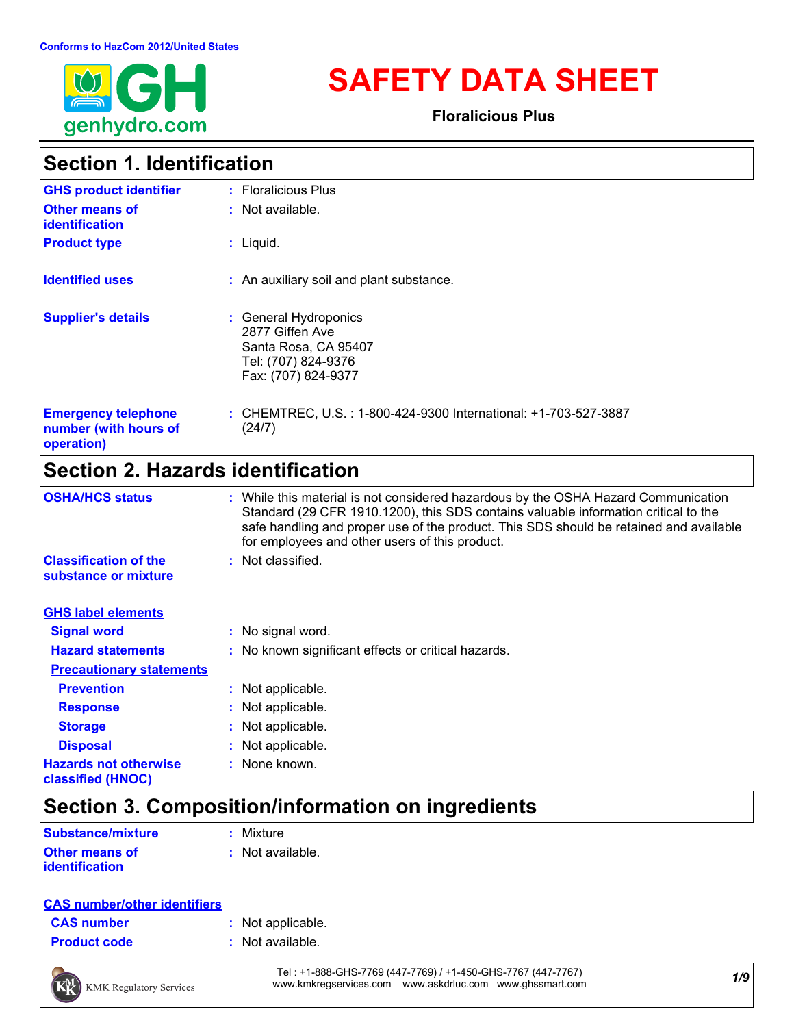Conforms to HazCom 2012/United States

# SAFETY DATA SHEET

**Floralicious Plus**

## Section 1. Identification

| | |
|---|---|
| **GHS product identifier** | : Floralicious Plus |
| **Other means of identification** | : Not available. |
| **Product type** | : Liquid. |
| **Identified uses** | : An auxiliary soil and plant substance. |
| **Supplier's details** | : General Hydroponics<br>2877 Giffen Ave<br>Santa Rosa, CA 95407<br>Tel: (707) 824-9376<br>Fax: (707) 824-9377 |
| **Emergency telephone number (with hours of operation)** | : CHEMTREC, U.S. : 1-800-424-9300 International: +1-703-527-3887 (24/7) |

## Section 2. Hazards identification

| | |
|---|---|
| **OSHA/HCS status** | : While this material is not considered hazardous by the OSHA Hazard Communication Standard (29 CFR 1910.1200), this SDS contains valuable information critical to the safe handling and proper use of the product. This SDS should be retained and available for employees and other users of this product. |
| **Classification of the substance or mixture** | : Not classified. |

**GHS label elements**

| | |
|---|---|
| **Signal word** | : No signal word. |
| **Hazard statements** | : No known significant effects or critical hazards. |

**Precautionary statements**

| | |
|---|---|
| **Prevention** | : Not applicable. |
| **Response** | : Not applicable. |
| **Storage** | : Not applicable. |
| **Disposal** | : Not applicable. |
| **Hazards not otherwise classified (HNOC)** | : None known. |

## Section 3. Composition/information on ingredients

| | |
|---|---|
| **Substance/mixture** | : Mixture |
| **Other means of identification** | : Not available. |

**CAS number/other identifiers**

| | |
|---|---|
| **CAS number** | : Not applicable. |
| **Product code** | : Not available. |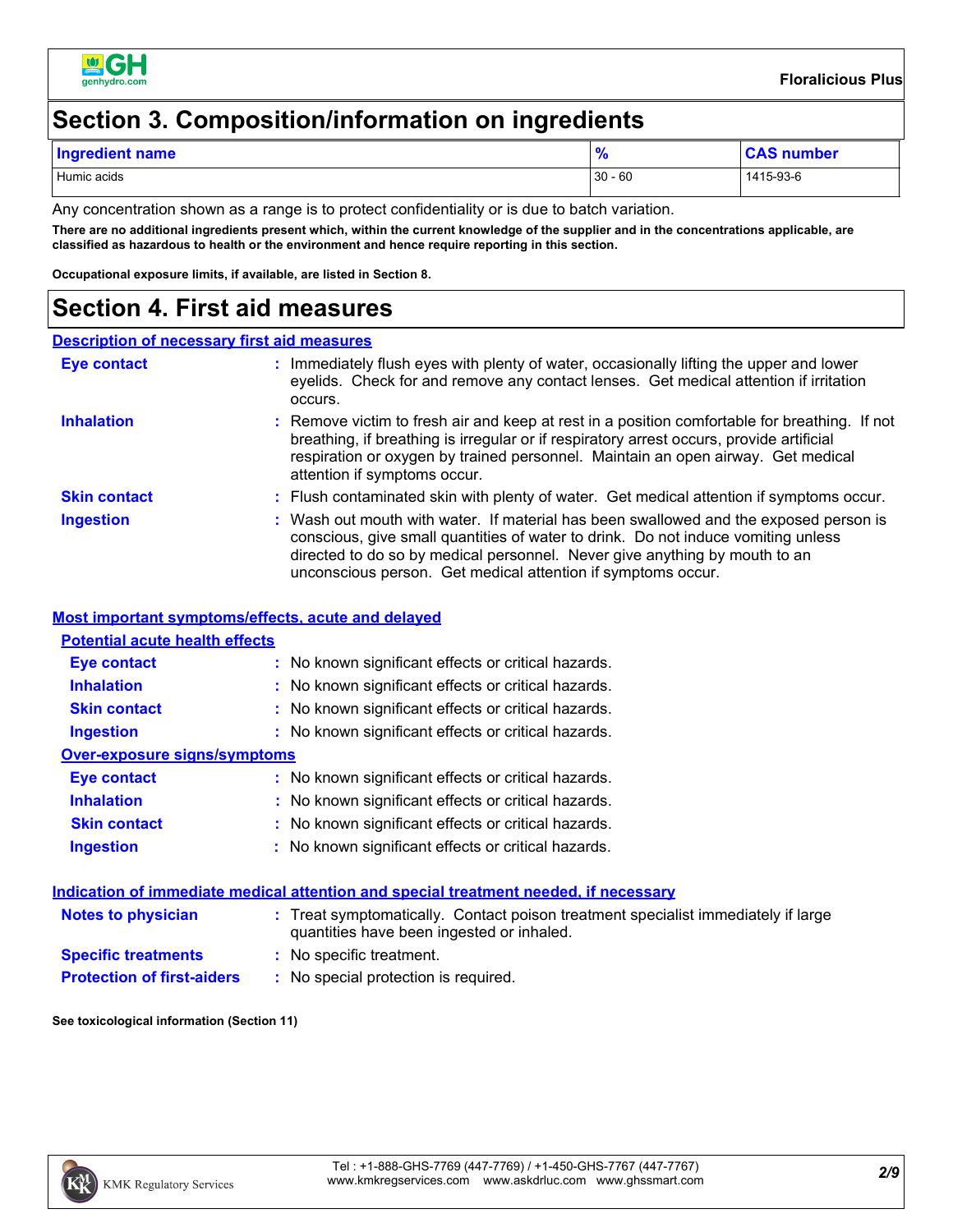## Section 3. Composition/information on ingredients

| Ingredient name | % | CAS number |
|---|---|---|
| Humic acids | 30 - 60 | 1415-93-6 |

Any concentration shown as a range is to protect confidentiality or is due to batch variation.

**There are no additional ingredients present which, within the current knowledge of the supplier and in the concentrations applicable, are classified as hazardous to health or the environment and hence require reporting in this section.**

**Occupational exposure limits, if available, are listed in Section 8.**

## Section 4. First aid measures

### Description of necessary first aid measures

**Eye contact** : Immediately flush eyes with plenty of water, occasionally lifting the upper and lower eyelids. Check for and remove any contact lenses. Get medical attention if irritation occurs.

**Inhalation** : Remove victim to fresh air and keep at rest in a position comfortable for breathing. If not breathing, if breathing is irregular or if respiratory arrest occurs, provide artificial respiration or oxygen by trained personnel. Maintain an open airway. Get medical attention if symptoms occur.

**Skin contact** : Flush contaminated skin with plenty of water. Get medical attention if symptoms occur.

**Ingestion** : Wash out mouth with water. If material has been swallowed and the exposed person is conscious, give small quantities of water to drink. Do not induce vomiting unless directed to do so by medical personnel. Never give anything by mouth to an unconscious person. Get medical attention if symptoms occur.

### Most important symptoms/effects, acute and delayed

#### Potential acute health effects

**Eye contact** : No known significant effects or critical hazards.

**Inhalation** : No known significant effects or critical hazards.

**Skin contact** : No known significant effects or critical hazards.

**Ingestion** : No known significant effects or critical hazards.

#### Over-exposure signs/symptoms

**Eye contact** : No known significant effects or critical hazards.

**Inhalation** : No known significant effects or critical hazards.

**Skin contact** : No known significant effects or critical hazards.

**Ingestion** : No known significant effects or critical hazards.

### Indication of immediate medical attention and special treatment needed, if necessary

**Notes to physician** : Treat symptomatically. Contact poison treatment specialist immediately if large quantities have been ingested or inhaled.

**Specific treatments** : No specific treatment.

**Protection of first-aiders** : No special protection is required.

**See toxicological information (Section 11)**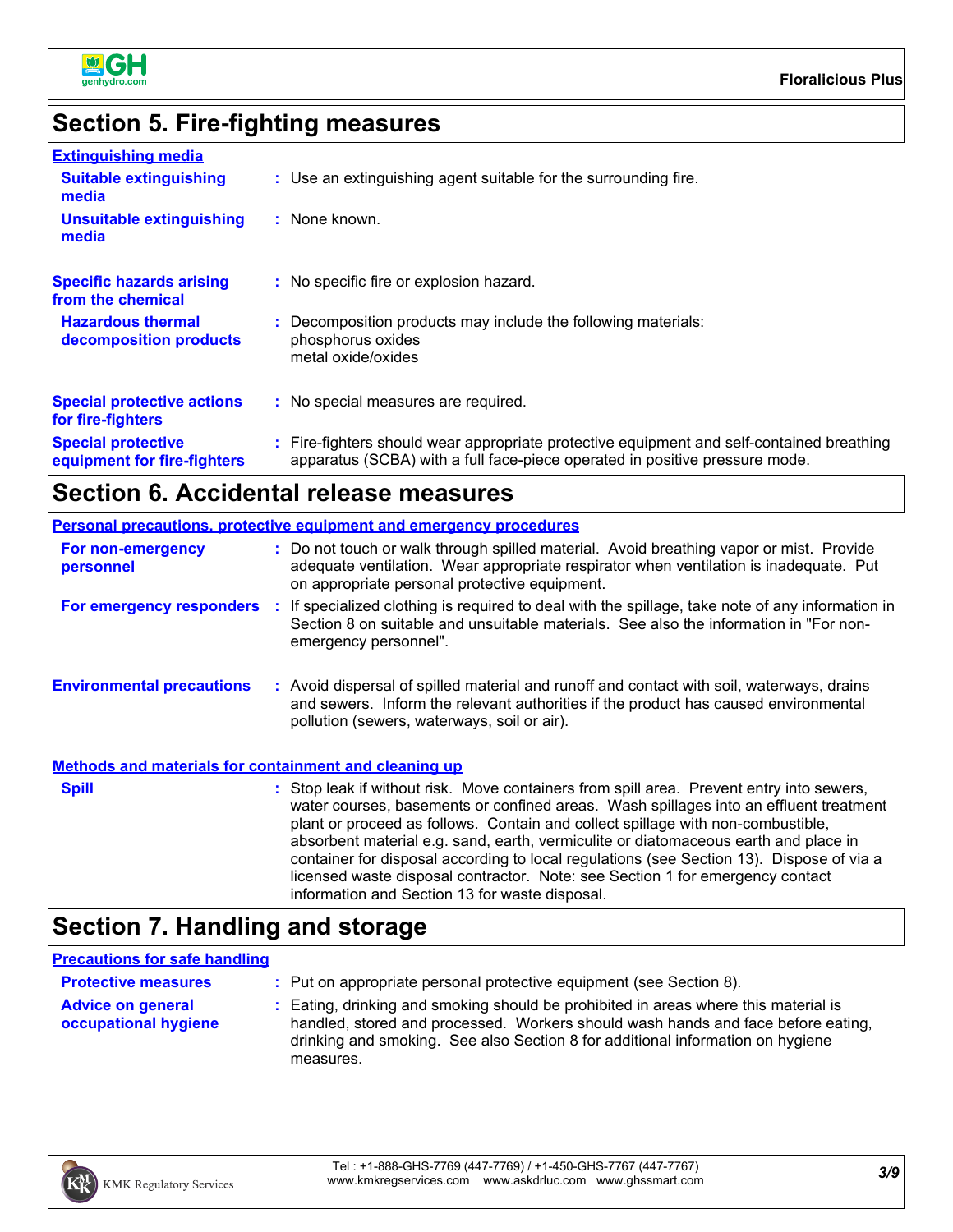## Section 5. Fire-fighting measures

### Extinguishing media

**Suitable extinguishing media** : Use an extinguishing agent suitable for the surrounding fire.

**Unsuitable extinguishing media** : None known.

**Specific hazards arising from the chemical** : No specific fire or explosion hazard.

**Hazardous thermal decomposition products** : Decomposition products may include the following materials:
phosphorus oxides
metal oxide/oxides

**Special protective actions for fire-fighters** : No special measures are required.

**Special protective equipment for fire-fighters** : Fire-fighters should wear appropriate protective equipment and self-contained breathing apparatus (SCBA) with a full face-piece operated in positive pressure mode.

## Section 6. Accidental release measures

### Personal precautions, protective equipment and emergency procedures

**For non-emergency personnel** : Do not touch or walk through spilled material. Avoid breathing vapor or mist. Provide adequate ventilation. Wear appropriate respirator when ventilation is inadequate. Put on appropriate personal protective equipment.

**For emergency responders** : If specialized clothing is required to deal with the spillage, take note of any information in Section 8 on suitable and unsuitable materials. See also the information in "For non-emergency personnel".

**Environmental precautions** : Avoid dispersal of spilled material and runoff and contact with soil, waterways, drains and sewers. Inform the relevant authorities if the product has caused environmental pollution (sewers, waterways, soil or air).

### Methods and materials for containment and cleaning up

**Spill** : Stop leak if without risk. Move containers from spill area. Prevent entry into sewers, water courses, basements or confined areas. Wash spillages into an effluent treatment plant or proceed as follows. Contain and collect spillage with non-combustible, absorbent material e.g. sand, earth, vermiculite or diatomaceous earth and place in container for disposal according to local regulations (see Section 13). Dispose of via a licensed waste disposal contractor. Note: see Section 1 for emergency contact information and Section 13 for waste disposal.

## Section 7. Handling and storage

### Precautions for safe handling

**Protective measures** : Put on appropriate personal protective equipment (see Section 8).

**Advice on general occupational hygiene** : Eating, drinking and smoking should be prohibited in areas where this material is handled, stored and processed. Workers should wash hands and face before eating, drinking and smoking. See also Section 8 for additional information on hygiene measures.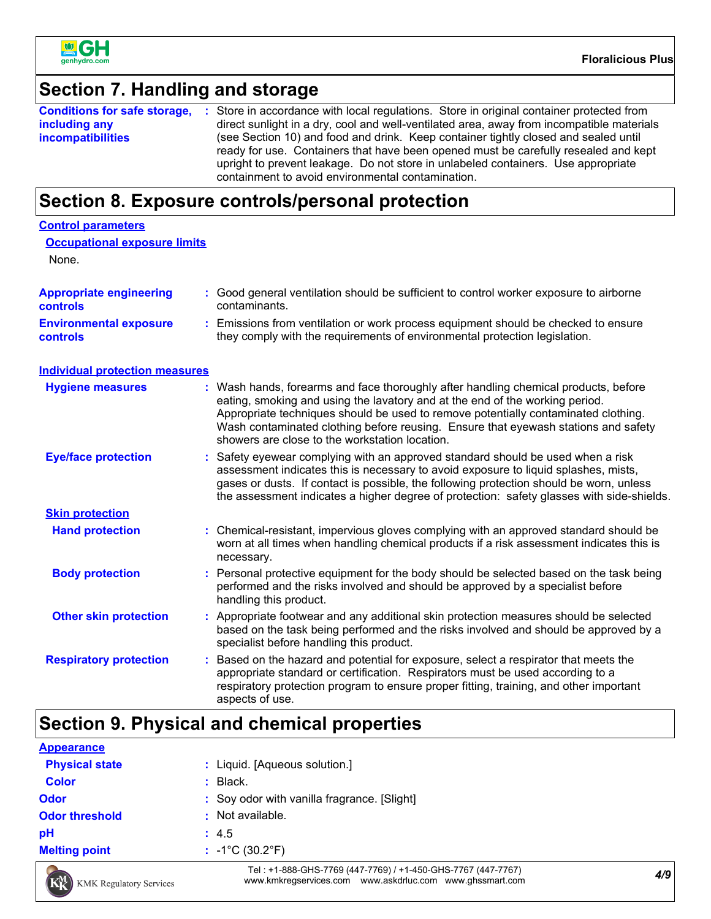## Section 7. Handling and storage

**Conditions for safe storage, including any incompatibilities** : Store in accordance with local regulations. Store in original container protected from direct sunlight in a dry, cool and well-ventilated area, away from incompatible materials (see Section 10) and food and drink. Keep container tightly closed and sealed until ready for use. Containers that have been opened must be carefully resealed and kept upright to prevent leakage. Do not store in unlabeled containers. Use appropriate containment to avoid environmental contamination.

## Section 8. Exposure controls/personal protection

### Control parameters

#### Occupational exposure limits

None.

**Appropriate engineering controls** : Good general ventilation should be sufficient to control worker exposure to airborne contaminants.

**Environmental exposure controls** : Emissions from ventilation or work process equipment should be checked to ensure they comply with the requirements of environmental protection legislation.

### Individual protection measures

**Hygiene measures** : Wash hands, forearms and face thoroughly after handling chemical products, before eating, smoking and using the lavatory and at the end of the working period. Appropriate techniques should be used to remove potentially contaminated clothing. Wash contaminated clothing before reusing. Ensure that eyewash stations and safety showers are close to the workstation location.

**Eye/face protection** : Safety eyewear complying with an approved standard should be used when a risk assessment indicates this is necessary to avoid exposure to liquid splashes, mists, gases or dusts. If contact is possible, the following protection should be worn, unless the assessment indicates a higher degree of protection: safety glasses with side-shields.

#### Skin protection

**Hand protection** : Chemical-resistant, impervious gloves complying with an approved standard should be worn at all times when handling chemical products if a risk assessment indicates this is necessary.

**Body protection** : Personal protective equipment for the body should be selected based on the task being performed and the risks involved and should be approved by a specialist before handling this product.

**Other skin protection** : Appropriate footwear and any additional skin protection measures should be selected based on the task being performed and the risks involved and should be approved by a specialist before handling this product.

**Respiratory protection** : Based on the hazard and potential for exposure, select a respirator that meets the appropriate standard or certification. Respirators must be used according to a respiratory protection program to ensure proper fitting, training, and other important aspects of use.

## Section 9. Physical and chemical properties

### Appearance

**Physical state** : Liquid. [Aqueous solution.]

**Color** : Black.

**Odor** : Soy odor with vanilla fragrance. [Slight]

**Odor threshold** : Not available.

**pH** : 4.5

**Melting point** : -1°C (30.2°F)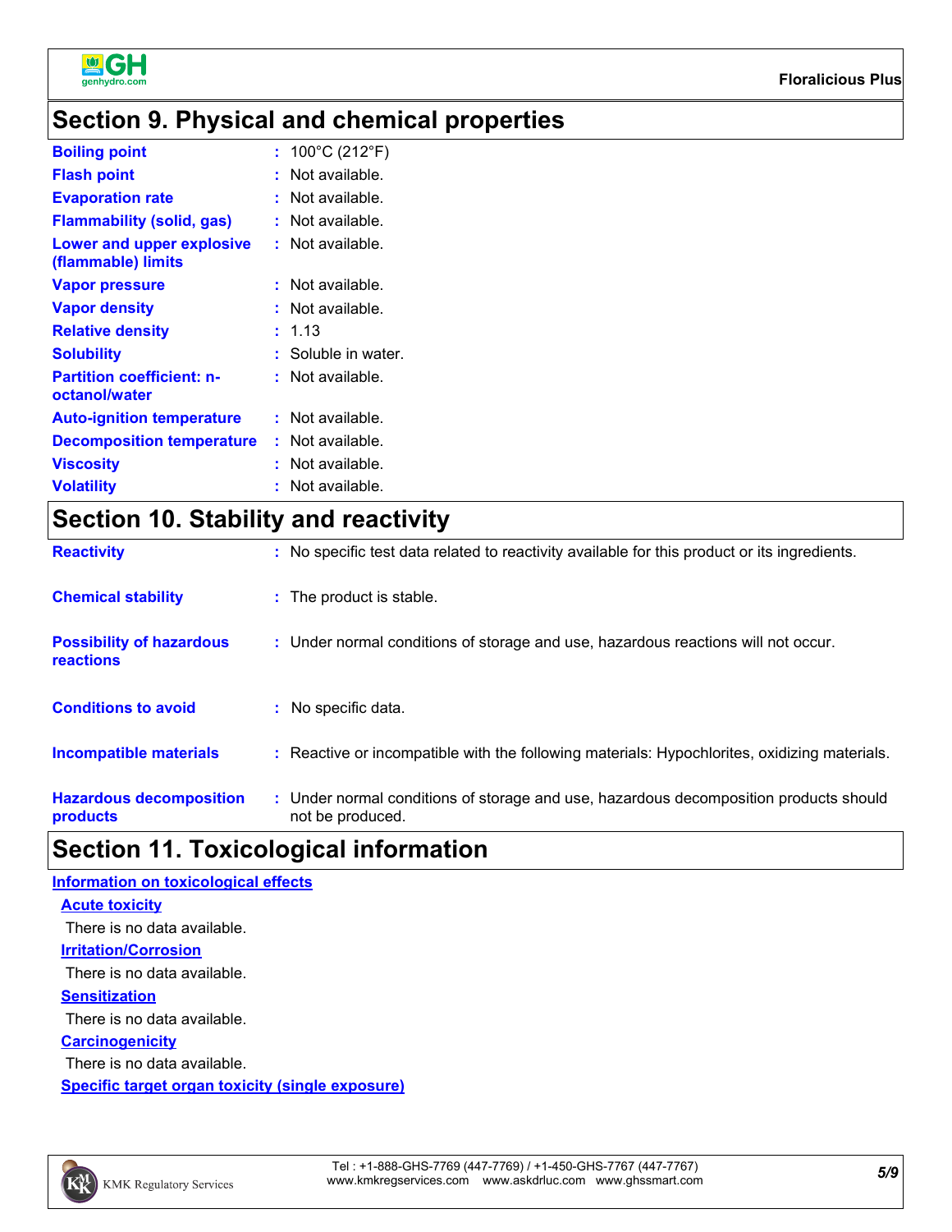## Section 9. Physical and chemical properties

| | |
|---|---|
| **Boiling point** | : 100°C (212°F) |
| **Flash point** | : Not available. |
| **Evaporation rate** | : Not available. |
| **Flammability (solid, gas)** | : Not available. |
| **Lower and upper explosive (flammable) limits** | : Not available. |
| **Vapor pressure** | : Not available. |
| **Vapor density** | : Not available. |
| **Relative density** | : 1.13 |
| **Solubility** | : Soluble in water. |
| **Partition coefficient: n-octanol/water** | : Not available. |
| **Auto-ignition temperature** | : Not available. |
| **Decomposition temperature** | : Not available. |
| **Viscosity** | : Not available. |
| **Volatility** | : Not available. |

## Section 10. Stability and reactivity

| | |
|---|---|
| **Reactivity** | : No specific test data related to reactivity available for this product or its ingredients. |
| **Chemical stability** | : The product is stable. |
| **Possibility of hazardous reactions** | : Under normal conditions of storage and use, hazardous reactions will not occur. |
| **Conditions to avoid** | : No specific data. |
| **Incompatible materials** | : Reactive or incompatible with the following materials: Hypochlorites, oxidizing materials. |
| **Hazardous decomposition products** | : Under normal conditions of storage and use, hazardous decomposition products should not be produced. |

## Section 11. Toxicological information

### Information on toxicological effects

#### Acute toxicity

There is no data available.

#### Irritation/Corrosion

There is no data available.

#### Sensitization

There is no data available.

#### Carcinogenicity

There is no data available.

#### Specific target organ toxicity (single exposure)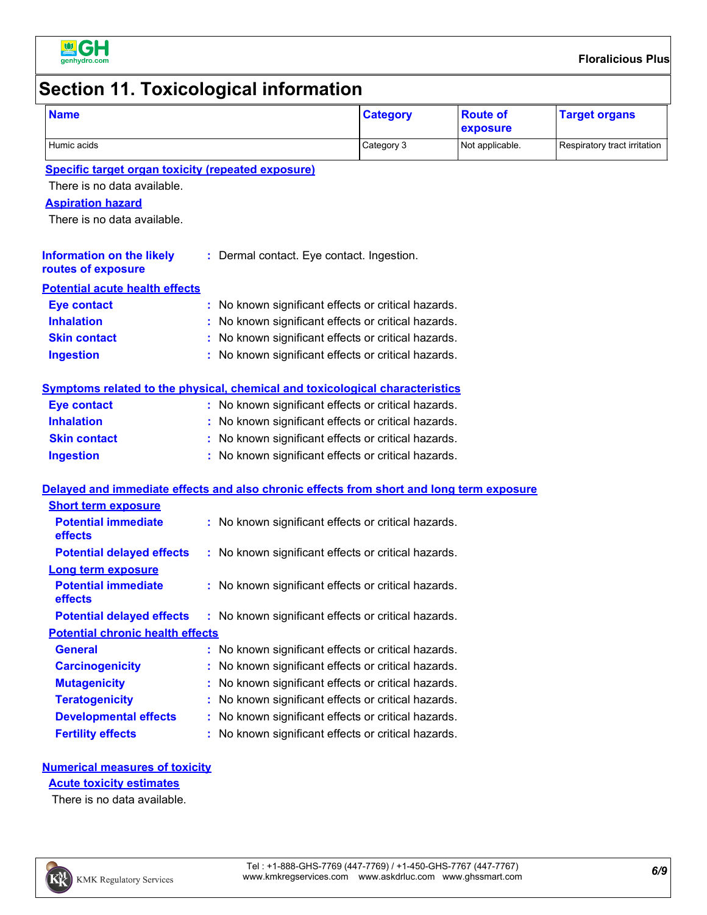# Section 11. Toxicological information

| Name | Category | Route of exposure | Target organs |
|---|---|---|---|
| Humic acids | Category 3 | Not applicable. | Respiratory tract irritation |

**Specific target organ toxicity (repeated exposure)**

There is no data available.

**Aspiration hazard**

There is no data available.

**Information on the likely routes of exposure** : Dermal contact. Eye contact. Ingestion.

**Potential acute health effects**

- **Eye contact** : No known significant effects or critical hazards.
- **Inhalation** : No known significant effects or critical hazards.
- **Skin contact** : No known significant effects or critical hazards.
- **Ingestion** : No known significant effects or critical hazards.

**Symptoms related to the physical, chemical and toxicological characteristics**

- **Eye contact** : No known significant effects or critical hazards.
- **Inhalation** : No known significant effects or critical hazards.
- **Skin contact** : No known significant effects or critical hazards.
- **Ingestion** : No known significant effects or critical hazards.

**Delayed and immediate effects and also chronic effects from short and long term exposure**

**Short term exposure**

- **Potential immediate effects** : No known significant effects or critical hazards.
- **Potential delayed effects** : No known significant effects or critical hazards.

**Long term exposure**

- **Potential immediate effects** : No known significant effects or critical hazards.
- **Potential delayed effects** : No known significant effects or critical hazards.

**Potential chronic health effects**

- **General** : No known significant effects or critical hazards.
- **Carcinogenicity** : No known significant effects or critical hazards.
- **Mutagenicity** : No known significant effects or critical hazards.
- **Teratogenicity** : No known significant effects or critical hazards.
- **Developmental effects** : No known significant effects or critical hazards.
- **Fertility effects** : No known significant effects or critical hazards.

**Numerical measures of toxicity**

**Acute toxicity estimates**

There is no data available.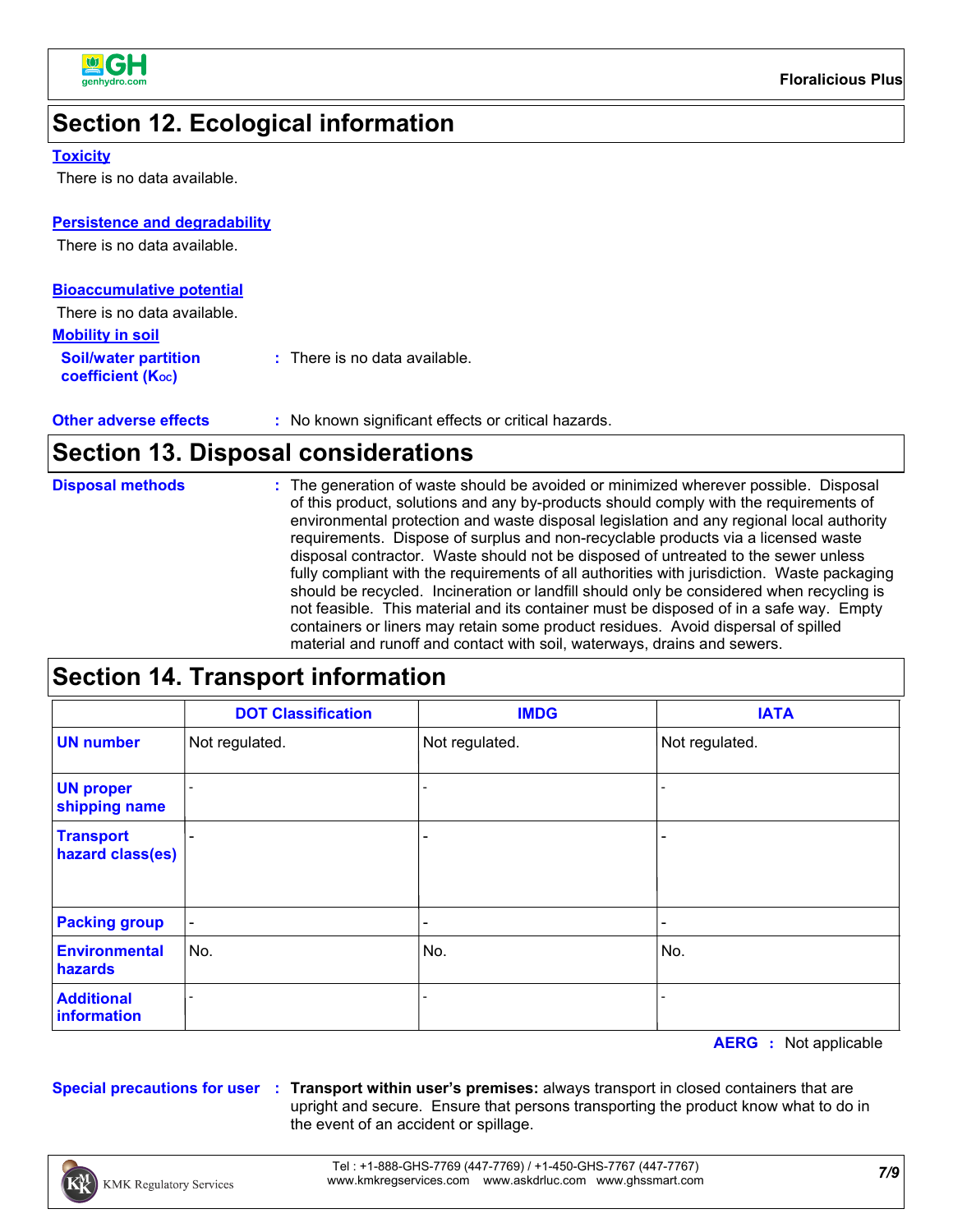## Section 12. Ecological information

**Toxicity**

There is no data available.

**Persistence and degradability**

There is no data available.

**Bioaccumulative potential**

There is no data available.

**Mobility in soil**

**Soil/water partition coefficient ($K_{OC}$)** : There is no data available.

**Other adverse effects** : No known significant effects or critical hazards.

## Section 13. Disposal considerations

**Disposal methods** : The generation of waste should be avoided or minimized wherever possible. Disposal of this product, solutions and any by-products should comply with the requirements of environmental protection and waste disposal legislation and any regional local authority requirements. Dispose of surplus and non-recyclable products via a licensed waste disposal contractor. Waste should not be disposed of untreated to the sewer unless fully compliant with the requirements of all authorities with jurisdiction. Waste packaging should be recycled. Incineration or landfill should only be considered when recycling is not feasible. This material and its container must be disposed of in a safe way. Empty containers or liners may retain some product residues. Avoid dispersal of spilled material and runoff and contact with soil, waterways, drains and sewers.

## Section 14. Transport information

| | DOT Classification | IMDG | IATA |
|---|---|---|---|
| **UN number** | Not regulated. | Not regulated. | Not regulated. |
| **UN proper shipping name** | - | - | - |
| **Transport hazard class(es)** | - | - | - |
| **Packing group** | - | - | - |
| **Environmental hazards** | No. | No. | No. |
| **Additional information** | - | - | - |

**AERG** : Not applicable

**Special precautions for user** : **Transport within user's premises:** always transport in closed containers that are upright and secure. Ensure that persons transporting the product know what to do in the event of an accident or spillage.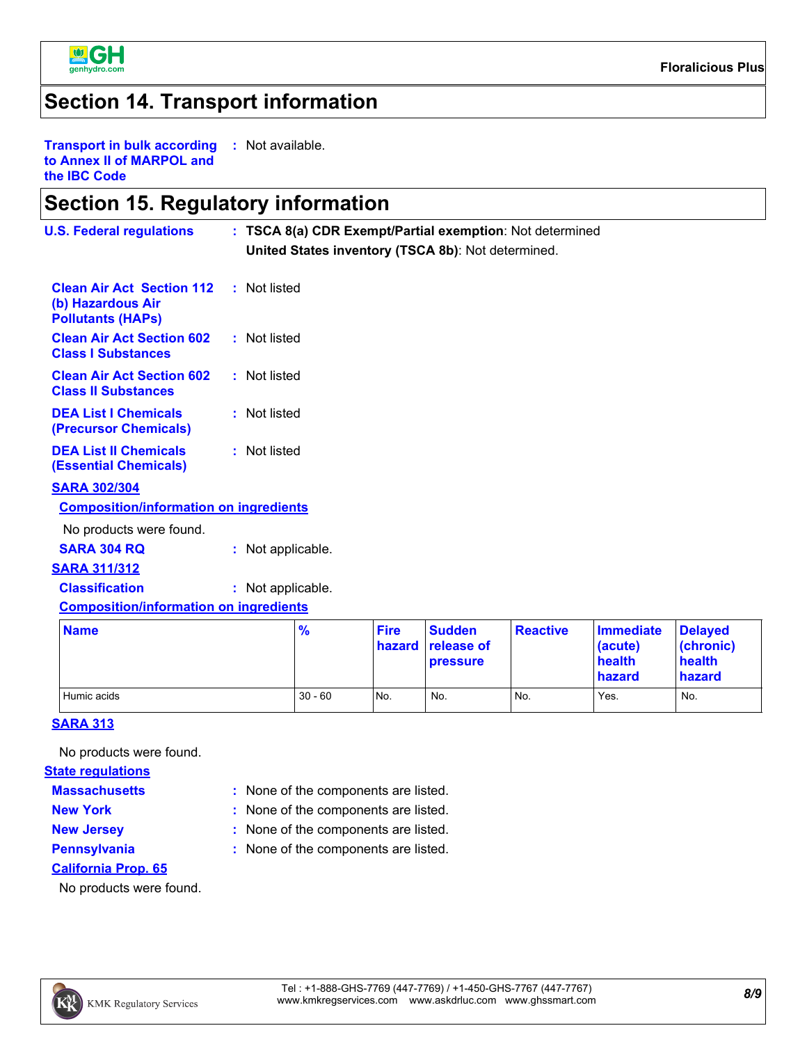## Section 14. Transport information

**Transport in bulk according to Annex II of MARPOL and the IBC Code** : Not available.

## Section 15. Regulatory information

**U.S. Federal regulations** : **TSCA 8(a) CDR Exempt/Partial exemption**: Not determined

**United States inventory (TSCA 8b)**: Not determined.

**Clean Air Act Section 112 (b) Hazardous Air Pollutants (HAPs)** : Not listed

**Clean Air Act Section 602 Class I Substances** : Not listed

**Clean Air Act Section 602 Class II Substances** : Not listed

**DEA List I Chemicals (Precursor Chemicals)** : Not listed

**DEA List II Chemicals (Essential Chemicals)** : Not listed

**SARA 302/304**

**Composition/information on ingredients**

No products were found.

**SARA 304 RQ** : Not applicable.

**SARA 311/312**

**Classification** : Not applicable.

**Composition/information on ingredients**

| Name | % | Fire hazard | Sudden release of pressure | Reactive | Immediate (acute) health hazard | Delayed (chronic) health hazard |
|---|---|---|---|---|---|---|
| Humic acids | 30 - 60 | No. | No. | No. | Yes. | No. |

**SARA 313**

No products were found.

**State regulations**

**Massachusetts** : None of the components are listed.

**New York** : None of the components are listed.

**New Jersey** : None of the components are listed.

**Pennsylvania** : None of the components are listed.

**California Prop. 65**

No products were found.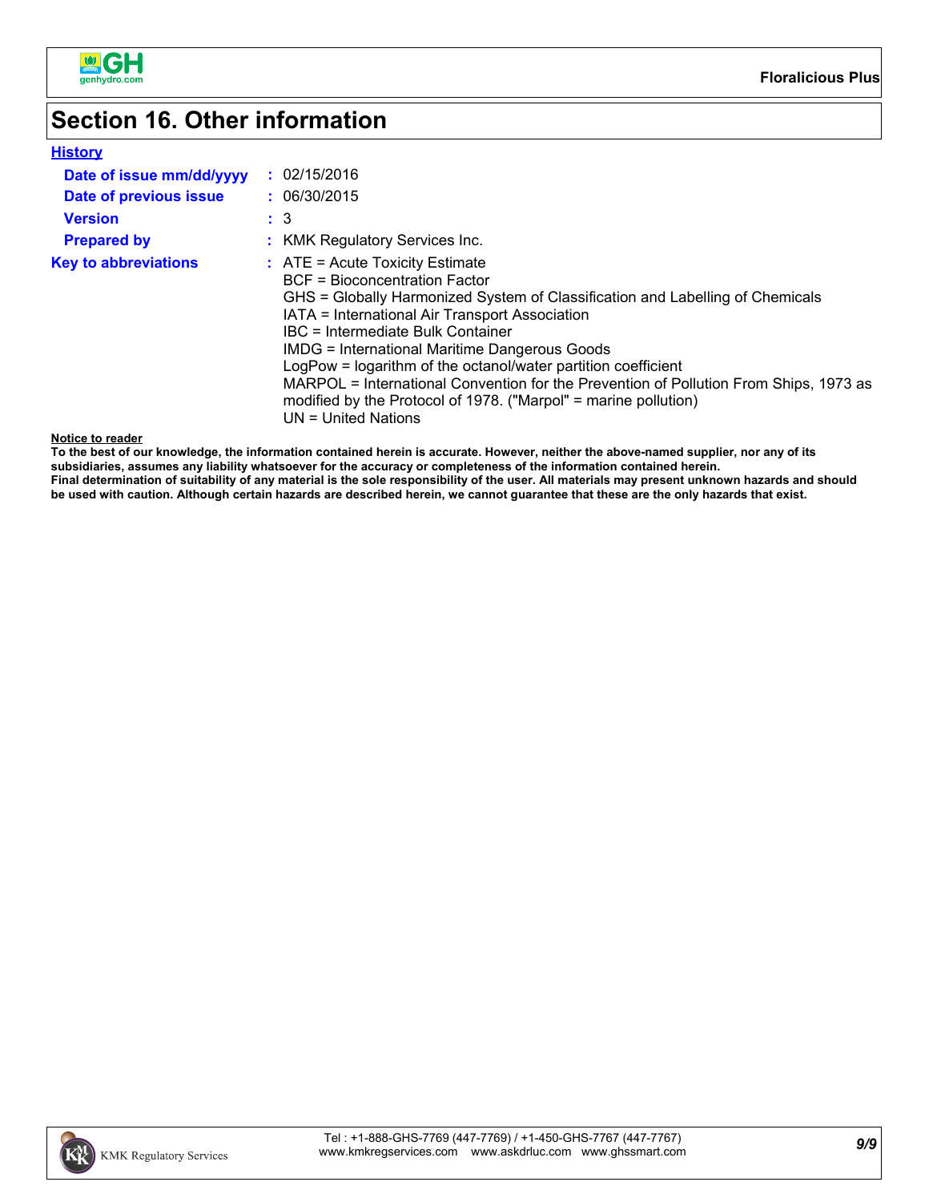## Section 16. Other information

**History**

| | |
|---|---|
| **Date of issue mm/dd/yyyy** | : 02/15/2016 |
| **Date of previous issue** | : 06/30/2015 |
| **Version** | : 3 |
| **Prepared by** | : KMK Regulatory Services Inc. |

**Key to abbreviations** :
ATE = Acute Toxicity Estimate
BCF = Bioconcentration Factor
GHS = Globally Harmonized System of Classification and Labelling of Chemicals
IATA = International Air Transport Association
IBC = Intermediate Bulk Container
IMDG = International Maritime Dangerous Goods
LogPow = logarithm of the octanol/water partition coefficient
MARPOL = International Convention for the Prevention of Pollution From Ships, 1973 as modified by the Protocol of 1978. ("Marpol" = marine pollution)
UN = United Nations

**Notice to reader**

**To the best of our knowledge, the information contained herein is accurate. However, neither the above-named supplier, nor any of its subsidiaries, assumes any liability whatsoever for the accuracy or completeness of the information contained herein.**
**Final determination of suitability of any material is the sole responsibility of the user. All materials may present unknown hazards and should be used with caution. Although certain hazards are described herein, we cannot guarantee that these are the only hazards that exist.**